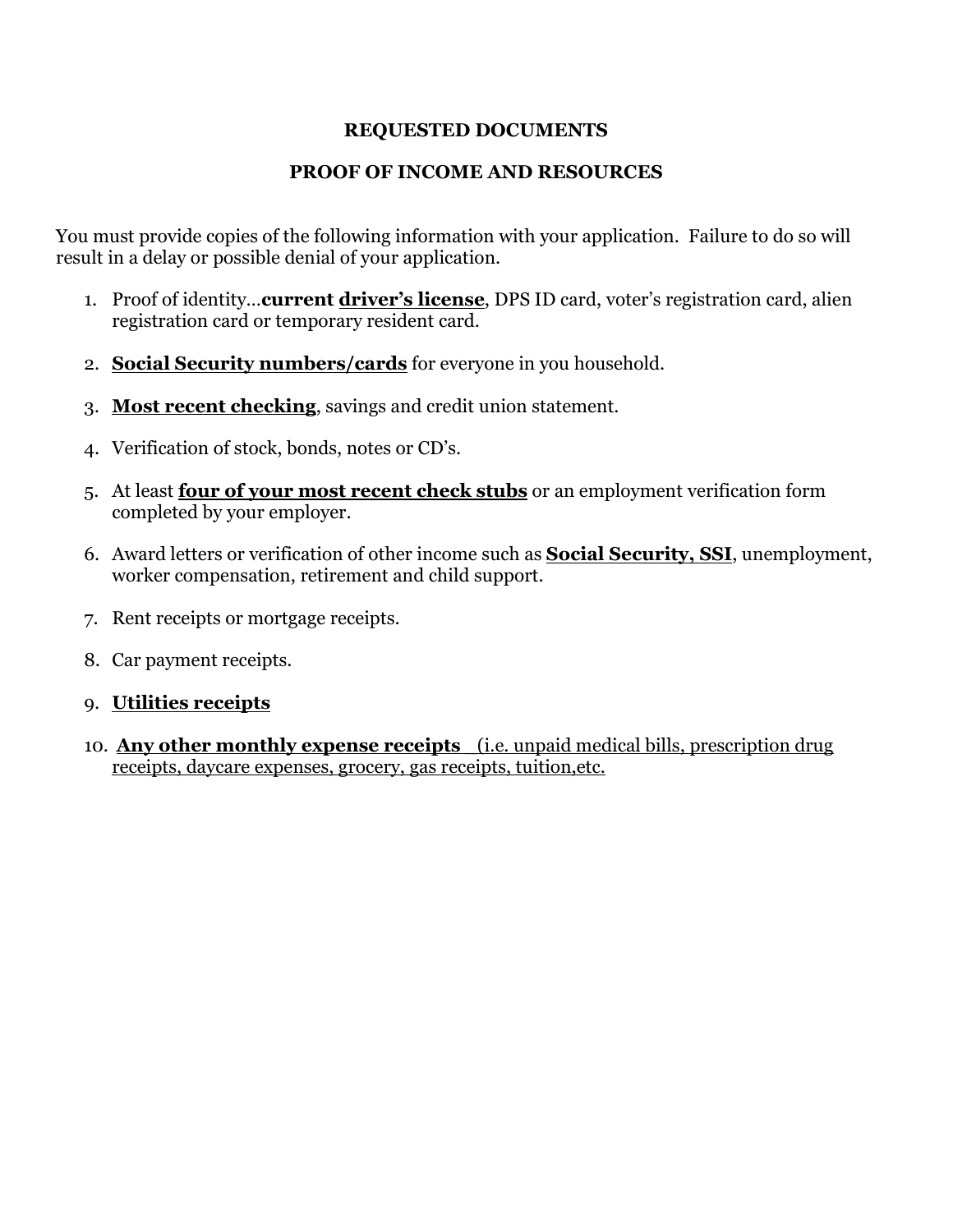# REQUESTED DOCUMENTS

## PROOF OF INCOME AND RESOURCES

You must provide copies of the following information with your application. Failure to do so will result in a delay or possible denial of your application.

1. Proof of identity…**current <u>driver's license</u>**, DPS ID card, voter's registration card, alien registration card or temporary resident card.
2. **<u>Social Security numbers/cards</u>** for everyone in you household.
3. **<u>Most recent checking</u>**, savings and credit union statement.
4. Verification of stock, bonds, notes or CD's.
5. At least **<u>four of your most recent check stubs</u>** or an employment verification form completed by your employer.
6. Award letters or verification of other income such as **<u>Social Security, SSI</u>**, unemployment, worker compensation, retirement and child support.
7. Rent receipts or mortgage receipts.
8. Car payment receipts.
9. **<u>Utilities receipts</u>**
10. **<u>Any other monthly expense receipts</u>** <u>(i.e. unpaid medical bills, prescription drug receipts, daycare expenses, grocery, gas receipts, tuition,etc.</u>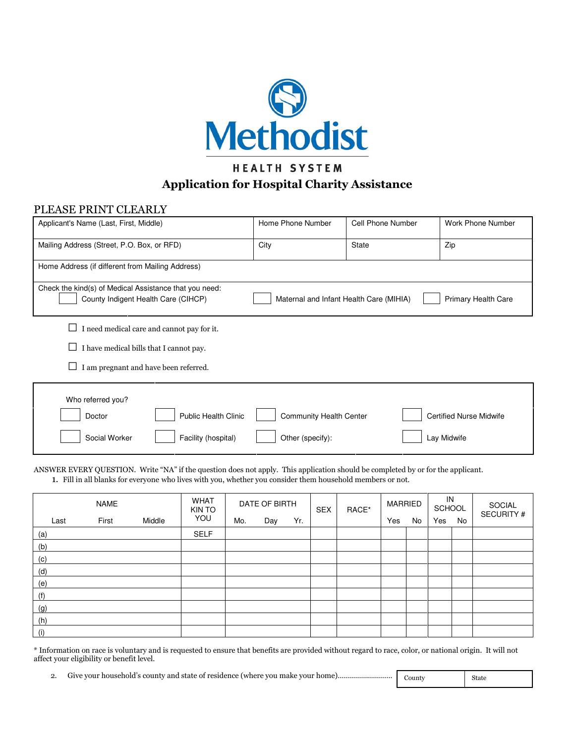# Methodist HEALTH SYSTEM

## Application for Hospital Charity Assistance

PLEASE PRINT CLEARLY

| Applicant's Name (Last, First, Middle) | Home Phone Number | Cell Phone Number | Work Phone Number |
|---|---|---|---|
| Mailing Address (Street, P.O. Box, or RFD) | City | State | Zip |
| Home Address (if different from Mailing Address) | | | |

Check the kind(s) of Medical Assistance that you need:

- ☐ County Indigent Health Care (CIHCP)
- ☐ Maternal and Infant Health Care (MIHIA)
- ☐ Primary Health Care

☐ I need medical care and cannot pay for it.

☐ I have medical bills that I cannot pay.

☐ I am pregnant and have been referred.

Who referred you?

- ☐ Doctor
- ☐ Public Health Clinic
- ☐ Community Health Center
- ☐ Certified Nurse Midwife
- ☐ Social Worker
- ☐ Facility (hospital)
- ☐ Other (specify):
- ☐ Lay Midwife

ANSWER EVERY QUESTION. Write "NA" if the question does not apply. This application should be completed by or for the applicant.

1. Fill in all blanks for everyone who lives with you, whether you consider them household members or not.

| NAME | | | WHAT KIN TO YOU | DATE OF BIRTH | | | SEX | RACE* | MARRIED | | IN SCHOOL | | SOCIAL SECURITY # |
|---|---|---|---|---|---|---|---|---|---|---|---|---|---|
| Last | First | Middle | | Mo. | Day | Yr. | | | Yes | No | Yes | No | |
| (a) | | | SELF | | | | | | | | | | |
| (b) | | | | | | | | | | | | | |
| (c) | | | | | | | | | | | | | |
| (d) | | | | | | | | | | | | | |
| (e) | | | | | | | | | | | | | |
| (f) | | | | | | | | | | | | | |
| (g) | | | | | | | | | | | | | |
| (h) | | | | | | | | | | | | | |
| (i) | | | | | | | | | | | | | |

* Information on race is voluntary and is requested to ensure that benefits are provided without regard to race, color, or national origin. It will not affect your eligibility or benefit level.

2. Give your household's county and state of residence (where you make your home)..........................

| County | State |
|---|---|
| | |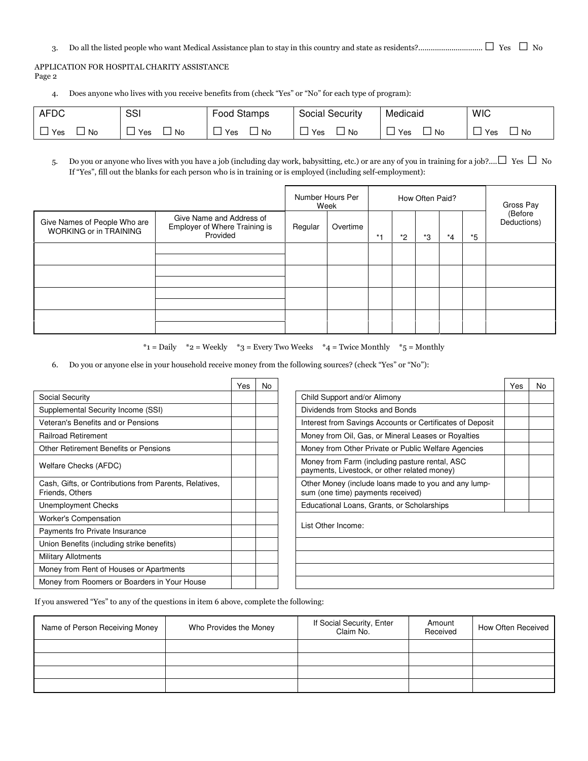3. Do all the listed people who want Medical Assistance plan to stay in this country and state as residents?.............................. ☐ Yes ☐ No

APPLICATION FOR HOSPITAL CHARITY ASSISTANCE
Page 2

4. Does anyone who lives with you receive benefits from (check "Yes" or "No" for each type of program):

| AFDC | SSI | Food Stamps | Social Security | Medicaid | WIC |
|---|---|---|---|---|---|
| ☐ Yes ☐ No | ☐ Yes ☐ No | ☐ Yes ☐ No | ☐ Yes ☐ No | ☐ Yes ☐ No | ☐ Yes ☐ No |

5. Do you or anyone who lives with you have a job (including day work, babysitting, etc.) or are any of you in training for a job?....☐ Yes ☐ No
If "Yes", fill out the blanks for each person who is in training or is employed (including self-employment):

| Give Names of People Who are WORKING or in TRAINING | Give Name and Address of Employer of Where Training is Provided | Number Hours Per Week | | How Often Paid? | | | | | Gross Pay (Before Deductions) |
|---|---|---|---|---|---|---|---|---|---|
| | | Regular | Overtime | *1 | *2 | *3 | *4 | *5 | |
| | | | | | | | | | |
| | | | | | | | | | |
| | | | | | | | | | |
| | | | | | | | | | |

*1 = Daily *2 = Weekly *3 = Every Two Weeks *4 = Twice Monthly *5 = Monthly

6. Do you or anyone else in your household receive money from the following sources? (check "Yes" or "No"):

| | Yes | No |
|---|---|---|
| Social Security | | |
| Supplemental Security Income (SSI) | | |
| Veteran's Benefits and or Pensions | | |
| Railroad Retirement | | |
| Other Retirement Benefits or Pensions | | |
| Welfare Checks (AFDC) | | |
| Cash, Gifts, or Contributions from Parents, Relatives, Friends, Others | | |
| Unemployment Checks | | |
| Worker's Compensation | | |
| Payments fro Private Insurance | | |
| Union Benefits (including strike benefits) | | |
| Military Allotments | | |
| Money from Rent of Houses or Apartments | | |
| Money from Roomers or Boarders in Your House | | |

| | Yes | No |
|---|---|---|
| Child Support and/or Alimony | | |
| Dividends from Stocks and Bonds | | |
| Interest from Savings Accounts or Certificates of Deposit | | |
| Money from Oil, Gas, or Mineral Leases or Royalties | | |
| Money from Other Private or Public Welfare Agencies | | |
| Money from Farm (including pasture rental, ASC payments, Livestock, or other related money) | | |
| Other Money (include loans made to you and any lump-sum (one time) payments received) | | |
| Educational Loans, Grants, or Scholarships | | |
| List Other Income: | | |
| | | |
| | | |
| | | |
| | | |

If you answered "Yes" to any of the questions in item 6 above, complete the following:

| Name of Person Receiving Money | Who Provides the Money | If Social Security, Enter Claim No. | Amount Received | How Often Received |
|---|---|---|---|---|
| | | | | |
| | | | | |
| | | | | |
| | | | | |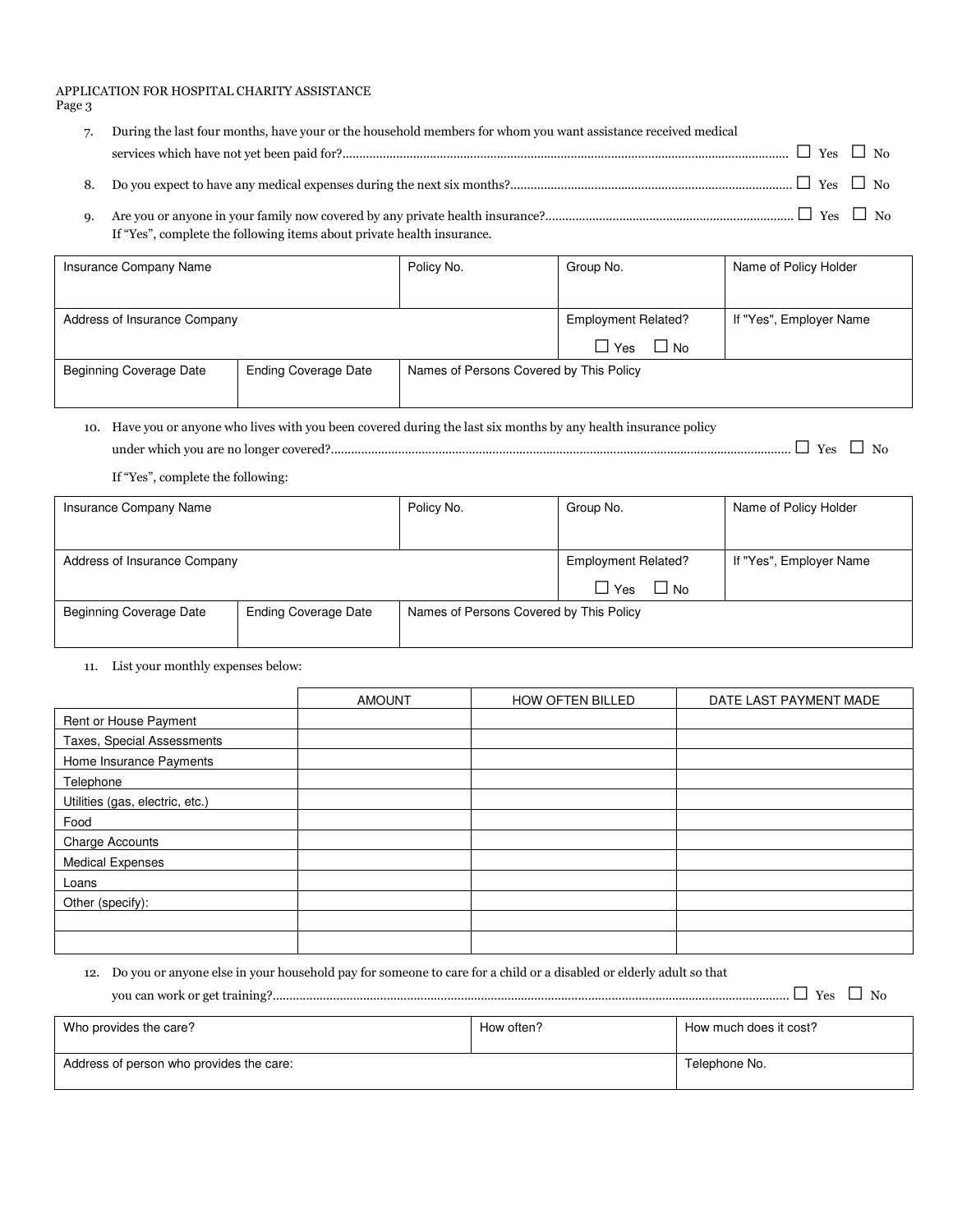7. During the last four months, have your or the household members for whom you want assistance received medical services which have not yet been paid for?........ ☐ Yes ☐ No

8. Do you expect to have any medical expenses during the next six months?........ ☐ Yes ☐ No

9. Are you or anyone in your family now covered by any private health insurance?........ ☐ Yes ☐ No
   If "Yes", complete the following items about private health insurance.

| Insurance Company Name | | Policy No. | Group No. | Name of Policy Holder |
|---|---|---|---|---|
| Address of Insurance Company | | | Employment Related? ☐ Yes ☐ No | If "Yes", Employer Name |
| Beginning Coverage Date | Ending Coverage Date | Names of Persons Covered by This Policy | | |

10. Have you or anyone who lives with you been covered during the last six months by any health insurance policy under which you are no longer covered?........ ☐ Yes ☐ No

    If "Yes", complete the following:

| Insurance Company Name | | Policy No. | Group No. | Name of Policy Holder |
|---|---|---|---|---|
| Address of Insurance Company | | | Employment Related? ☐ Yes ☐ No | If "Yes", Employer Name |
| Beginning Coverage Date | Ending Coverage Date | Names of Persons Covered by This Policy | | |

11. List your monthly expenses below:

| | AMOUNT | HOW OFTEN BILLED | DATE LAST PAYMENT MADE |
|---|---|---|---|
| Rent or House Payment | | | |
| Taxes, Special Assessments | | | |
| Home Insurance Payments | | | |
| Telephone | | | |
| Utilities (gas, electric, etc.) | | | |
| Food | | | |
| Charge Accounts | | | |
| Medical Expenses | | | |
| Loans | | | |
| Other (specify): | | | |
| | | | |
| | | | |

12. Do you or anyone else in your household pay for someone to care for a child or a disabled or elderly adult so that you can work or get training?........ ☐ Yes ☐ No

| Who provides the care? | How often? | How much does it cost? |
|---|---|---|
| Address of person who provides the care: | | Telephone No. |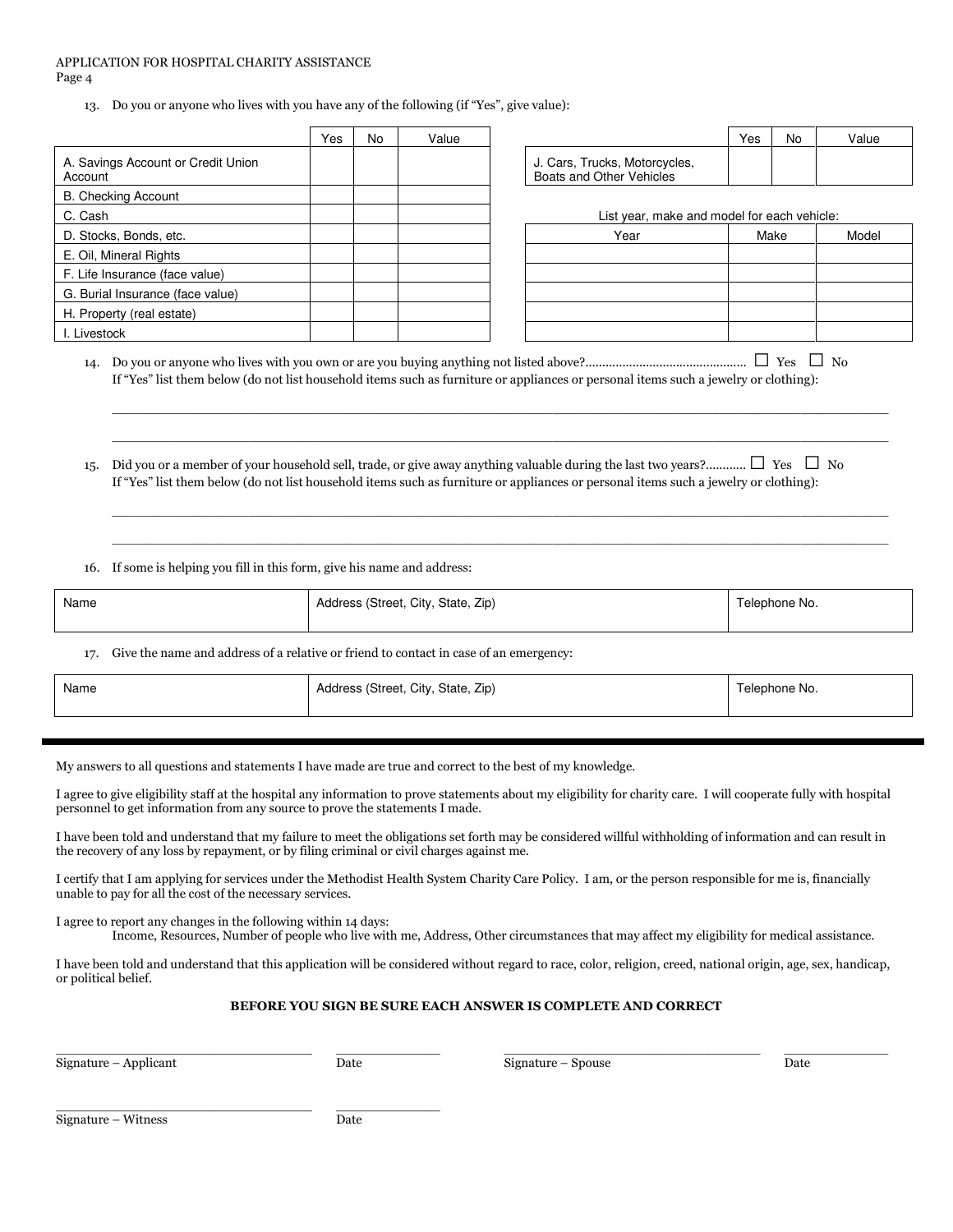APPLICATION FOR HOSPITAL CHARITY ASSISTANCE
Page 4

13. Do you or anyone who lives with you have any of the following (if "Yes", give value):

| | Yes | No | Value |
|---|---|---|---|
| A. Savings Account or Credit Union Account | | | |
| B. Checking Account | | | |
| C. Cash | | | |
| D. Stocks, Bonds, etc. | | | |
| E. Oil, Mineral Rights | | | |
| F. Life Insurance (face value) | | | |
| G. Burial Insurance (face value) | | | |
| H. Property (real estate) | | | |
| I. Livestock | | | |

| | Yes | No | Value |
|---|---|---|---|
| J. Cars, Trucks, Motorcycles, Boats and Other Vehicles | | | |

List year, make and model for each vehicle:

| Year | Make | Model |
|---|---|---|
| | | |
| | | |
| | | |
| | | |
| | | |

14. Do you or anyone who lives with you own or are you buying anything not listed above?............................................... ☐ Yes ☐ No
If "Yes" list them below (do not list household items such as furniture or appliances or personal items such a jewelry or clothing):

_______________________________________________________________________________

_______________________________________________________________________________

15. Did you or a member of your household sell, trade, or give away anything valuable during the last two years?........... ☐ Yes ☐ No
If "Yes" list them below (do not list household items such as furniture or appliances or personal items such a jewelry or clothing):

_______________________________________________________________________________

_______________________________________________________________________________

16. If some is helping you fill in this form, give his name and address:

| Name | Address (Street, City, State, Zip) | Telephone No. |
|---|---|---|
| | | |

17. Give the name and address of a relative or friend to contact in case of an emergency:

| Name | Address (Street, City, State, Zip) | Telephone No. |
|---|---|---|
| | | |

---

My answers to all questions and statements I have made are true and correct to the best of my knowledge.

I agree to give eligibility staff at the hospital any information to prove statements about my eligibility for charity care. I will cooperate fully with hospital personnel to get information from any source to prove the statements I made.

I have been told and understand that my failure to meet the obligations set forth may be considered willful withholding of information and can result in the recovery of any loss by repayment, or by filing criminal or civil charges against me.

I certify that I am applying for services under the Methodist Health System Charity Care Policy. I am, or the person responsible for me is, financially unable to pay for all the cost of the necessary services.

I agree to report any changes in the following within 14 days:
Income, Resources, Number of people who live with me, Address, Other circumstances that may affect my eligibility for medical assistance.

I have been told and understand that this application will be considered without regard to race, color, religion, creed, national origin, age, sex, handicap, or political belief.

**BEFORE YOU SIGN BE SURE EACH ANSWER IS COMPLETE AND CORRECT**

______________________________ Signature – Applicant

____________ Date

______________________________ Signature – Spouse

____________ Date

______________________________ Signature – Witness

____________ Date